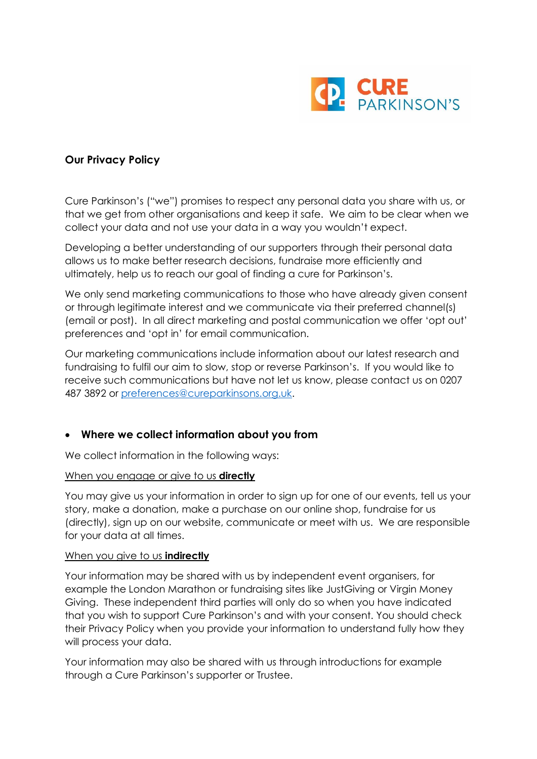**Our Privacy Policy**

Cure Parkinson's ("we") promises to respect any personal data you share with us, or that we get from other organisations and keep it safe. We aim to be clear when we collect your data and not use your data in a way you wouldn't expect.

Developing a better understanding of our supporters through their personal data allows us to make better research decisions, fundraise more efficiently and ultimately, help us to reach our goal of finding a cure for Parkinson's.

We only send marketing communications to those who have already given consent or through legitimate interest and we communicate via their preferred channel(s) (email or post). In all direct marketing and postal communication we offer 'opt out' preferences and 'opt in' for email communication.

Our marketing communications include information about our latest research and fundraising to fulfil our aim to slow, stop or reverse Parkinson's. If you would like to receive such communications but have not let us know, please contact us on 0207 487 3892 or preferences@cureparkinsons.org.uk.

- **Where we collect information about you from**

We collect information in the following ways:

When you engage or give to us **directly**

You may give us your information in order to sign up for one of our events, tell us your story, make a donation, make a purchase on our online shop, fundraise for us (directly), sign up on our website, communicate or meet with us. We are responsible for your data at all times.

When you give to us **indirectly**

Your information may be shared with us by independent event organisers, for example the London Marathon or fundraising sites like JustGiving or Virgin Money Giving. These independent third parties will only do so when you have indicated that you wish to support Cure Parkinson's and with your consent. You should check their Privacy Policy when you provide your information to understand fully how they will process your data.

Your information may also be shared with us through introductions for example through a Cure Parkinson's supporter or Trustee.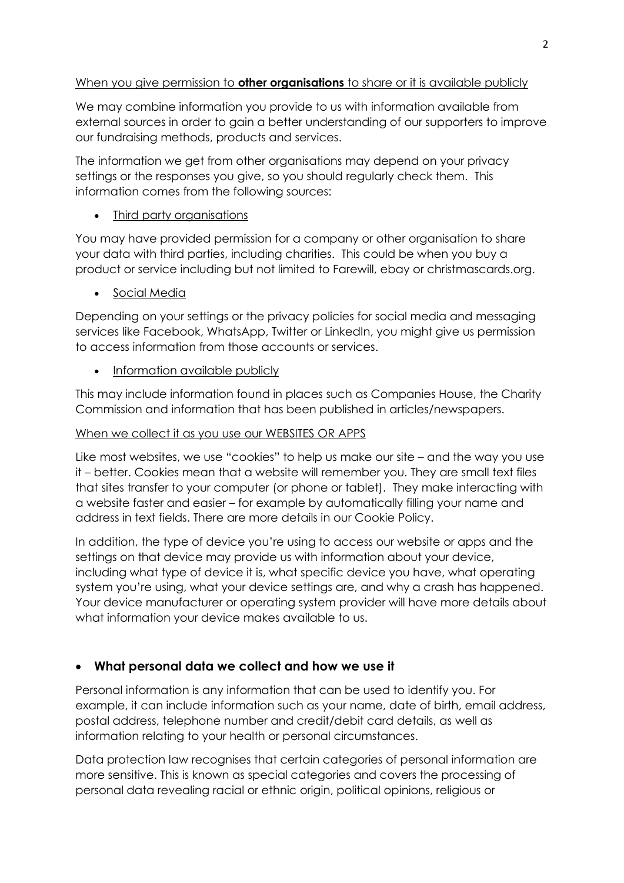When you give permission to **other organisations** to share or it is available publicly

We may combine information you provide to us with information available from external sources in order to gain a better understanding of our supporters to improve our fundraising methods, products and services.

The information we get from other organisations may depend on your privacy settings or the responses you give, so you should regularly check them. This information comes from the following sources:

- Third party organisations

You may have provided permission for a company or other organisation to share your data with third parties, including charities. This could be when you buy a product or service including but not limited to Farewill, ebay or christmascards.org.

- Social Media

Depending on your settings or the privacy policies for social media and messaging services like Facebook, WhatsApp, Twitter or LinkedIn, you might give us permission to access information from those accounts or services.

- Information available publicly

This may include information found in places such as Companies House, the Charity Commission and information that has been published in articles/newspapers.

When we collect it as you use our WEBSITES OR APPS

Like most websites, we use "cookies" to help us make our site – and the way you use it – better. Cookies mean that a website will remember you. They are small text files that sites transfer to your computer (or phone or tablet). They make interacting with a website faster and easier – for example by automatically filling your name and address in text fields. There are more details in our Cookie Policy.

In addition, the type of device you're using to access our website or apps and the settings on that device may provide us with information about your device, including what type of device it is, what specific device you have, what operating system you're using, what your device settings are, and why a crash has happened. Your device manufacturer or operating system provider will have more details about what information your device makes available to us.

- **What personal data we collect and how we use it**

Personal information is any information that can be used to identify you. For example, it can include information such as your name, date of birth, email address, postal address, telephone number and credit/debit card details, as well as information relating to your health or personal circumstances.

Data protection law recognises that certain categories of personal information are more sensitive. This is known as special categories and covers the processing of personal data revealing racial or ethnic origin, political opinions, religious or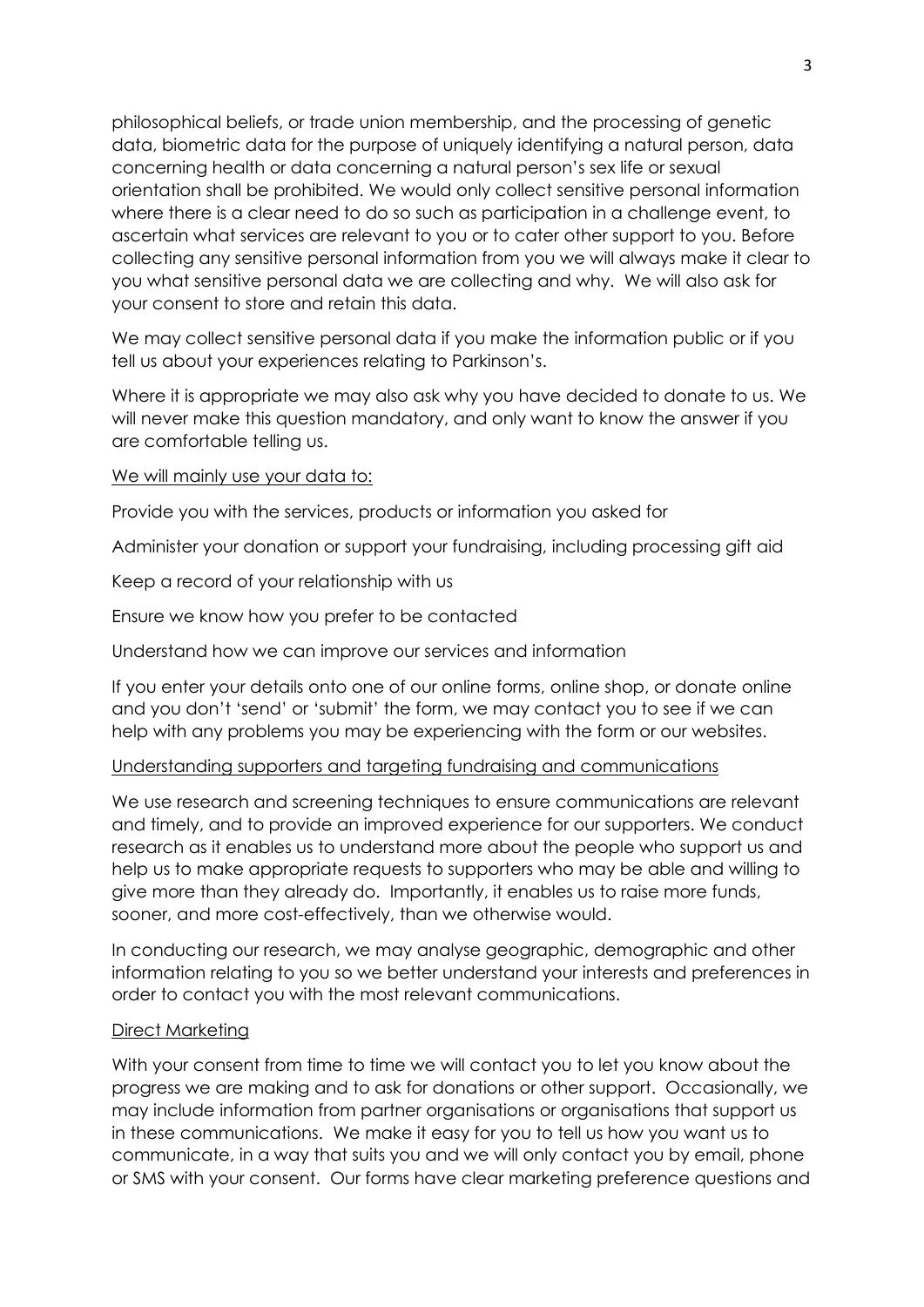philosophical beliefs, or trade union membership, and the processing of genetic data, biometric data for the purpose of uniquely identifying a natural person, data concerning health or data concerning a natural person's sex life or sexual orientation shall be prohibited. We would only collect sensitive personal information where there is a clear need to do so such as participation in a challenge event, to ascertain what services are relevant to you or to cater other support to you. Before collecting any sensitive personal information from you we will always make it clear to you what sensitive personal data we are collecting and why. We will also ask for your consent to store and retain this data.

We may collect sensitive personal data if you make the information public or if you tell us about your experiences relating to Parkinson's.

Where it is appropriate we may also ask why you have decided to donate to us. We will never make this question mandatory, and only want to know the answer if you are comfortable telling us.

<u>We will mainly use your data to:</u>

Provide you with the services, products or information you asked for

Administer your donation or support your fundraising, including processing gift aid

Keep a record of your relationship with us

Ensure we know how you prefer to be contacted

Understand how we can improve our services and information

If you enter your details onto one of our online forms, online shop, or donate online and you don't 'send' or 'submit' the form, we may contact you to see if we can help with any problems you may be experiencing with the form or our websites.

<u>Understanding supporters and targeting fundraising and communications</u>

We use research and screening techniques to ensure communications are relevant and timely, and to provide an improved experience for our supporters. We conduct research as it enables us to understand more about the people who support us and help us to make appropriate requests to supporters who may be able and willing to give more than they already do. Importantly, it enables us to raise more funds, sooner, and more cost-effectively, than we otherwise would.

In conducting our research, we may analyse geographic, demographic and other information relating to you so we better understand your interests and preferences in order to contact you with the most relevant communications.

<u>Direct Marketing</u>

With your consent from time to time we will contact you to let you know about the progress we are making and to ask for donations or other support. Occasionally, we may include information from partner organisations or organisations that support us in these communications. We make it easy for you to tell us how you want us to communicate, in a way that suits you and we will only contact you by email, phone or SMS with your consent. Our forms have clear marketing preference questions and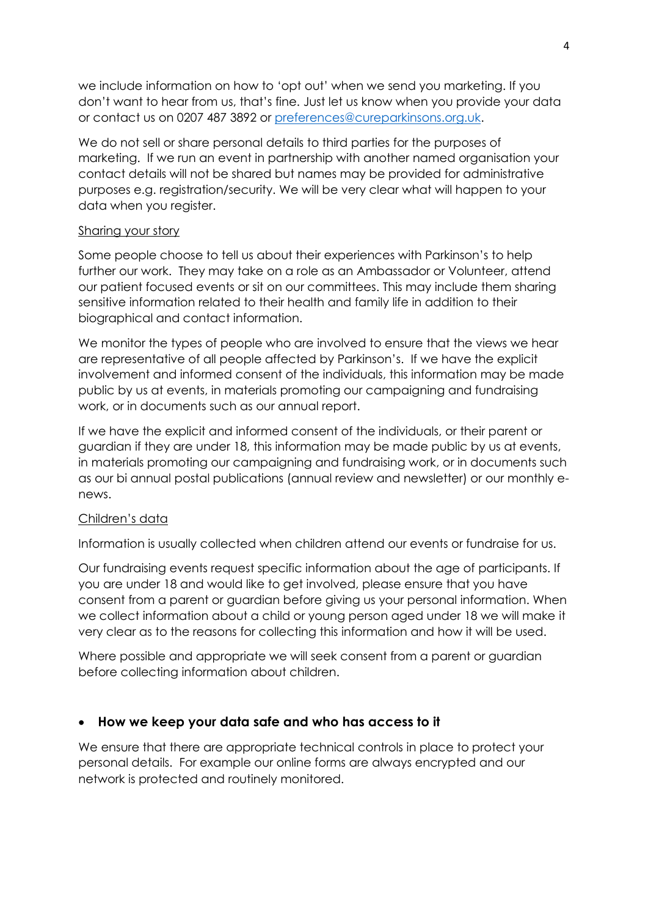we include information on how to 'opt out' when we send you marketing. If you don't want to hear from us, that's fine. Just let us know when you provide your data or contact us on 0207 487 3892 or [preferences@cureparkinsons.org.uk](mailto:preferences@cureparkinsons.org.uk).

We do not sell or share personal details to third parties for the purposes of marketing. If we run an event in partnership with another named organisation your contact details will not be shared but names may be provided for administrative purposes e.g. registration/security. We will be very clear what will happen to your data when you register.

<u>Sharing your story</u>

Some people choose to tell us about their experiences with Parkinson's to help further our work. They may take on a role as an Ambassador or Volunteer, attend our patient focused events or sit on our committees. This may include them sharing sensitive information related to their health and family life in addition to their biographical and contact information.

We monitor the types of people who are involved to ensure that the views we hear are representative of all people affected by Parkinson's. If we have the explicit involvement and informed consent of the individuals, this information may be made public by us at events, in materials promoting our campaigning and fundraising work, or in documents such as our annual report.

If we have the explicit and informed consent of the individuals, or their parent or guardian if they are under 18, this information may be made public by us at events, in materials promoting our campaigning and fundraising work, or in documents such as our bi annual postal publications (annual review and newsletter) or our monthly e-news.

<u>Children's data</u>

Information is usually collected when children attend our events or fundraise for us.

Our fundraising events request specific information about the age of participants. If you are under 18 and would like to get involved, please ensure that you have consent from a parent or guardian before giving us your personal information. When we collect information about a child or young person aged under 18 we will make it very clear as to the reasons for collecting this information and how it will be used.

Where possible and appropriate we will seek consent from a parent or guardian before collecting information about children.

- **How we keep your data safe and who has access to it**

We ensure that there are appropriate technical controls in place to protect your personal details. For example our online forms are always encrypted and our network is protected and routinely monitored.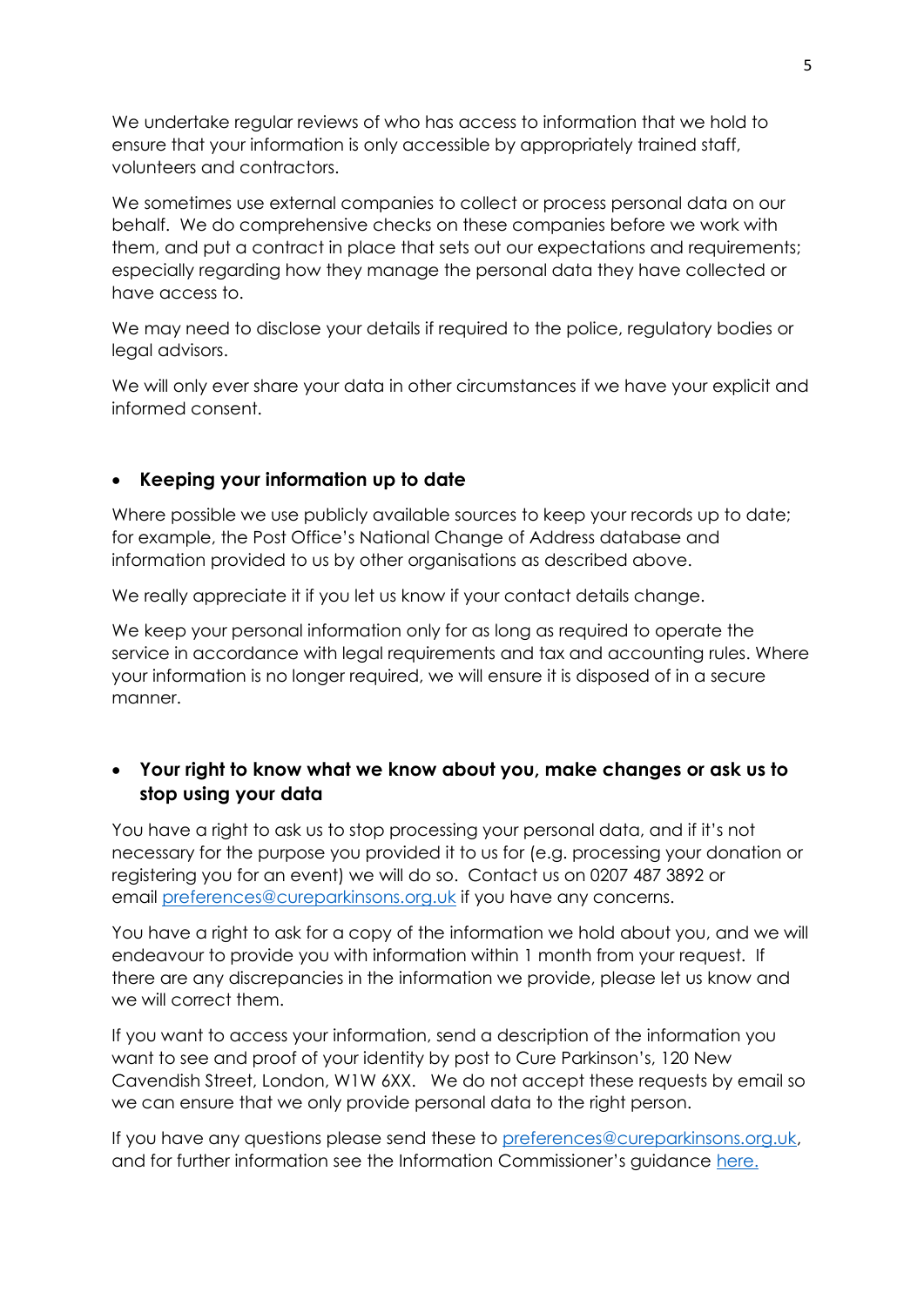We undertake regular reviews of who has access to information that we hold to ensure that your information is only accessible by appropriately trained staff, volunteers and contractors.

We sometimes use external companies to collect or process personal data on our behalf. We do comprehensive checks on these companies before we work with them, and put a contract in place that sets out our expectations and requirements; especially regarding how they manage the personal data they have collected or have access to.

We may need to disclose your details if required to the police, regulatory bodies or legal advisors.

We will only ever share your data in other circumstances if we have your explicit and informed consent.

- **Keeping your information up to date**

Where possible we use publicly available sources to keep your records up to date; for example, the Post Office's National Change of Address database and information provided to us by other organisations as described above.

We really appreciate it if you let us know if your contact details change.

We keep your personal information only for as long as required to operate the service in accordance with legal requirements and tax and accounting rules. Where your information is no longer required, we will ensure it is disposed of in a secure manner.

- **Your right to know what we know about you, make changes or ask us to stop using your data**

You have a right to ask us to stop processing your personal data, and if it's not necessary for the purpose you provided it to us for (e.g. processing your donation or registering you for an event) we will do so. Contact us on 0207 487 3892 or email [preferences@cureparkinsons.org.uk](mailto:preferences@cureparkinsons.org.uk) if you have any concerns.

You have a right to ask for a copy of the information we hold about you, and we will endeavour to provide you with information within 1 month from your request. If there are any discrepancies in the information we provide, please let us know and we will correct them.

If you want to access your information, send a description of the information you want to see and proof of your identity by post to Cure Parkinson's, 120 New Cavendish Street, London, W1W 6XX. We do not accept these requests by email so we can ensure that we only provide personal data to the right person.

If you have any questions please send these to [preferences@cureparkinsons.org.uk](mailto:preferences@cureparkinsons.org.uk), and for further information see the Information Commissioner's guidance here.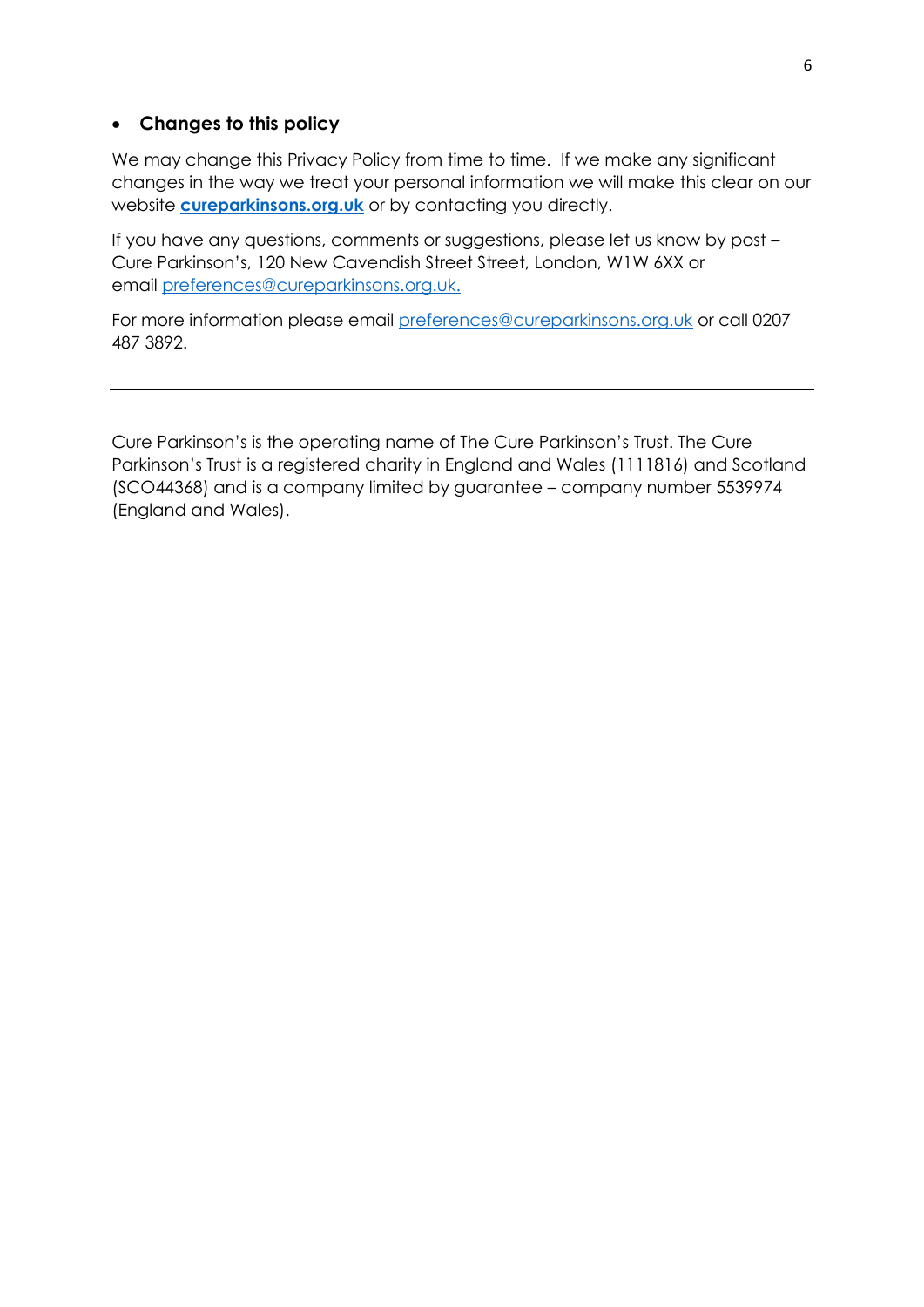- **Changes to this policy**

We may change this Privacy Policy from time to time.  If we make any significant changes in the way we treat your personal information we will make this clear on our website **cureparkinsons.org.uk** or by contacting you directly.

If you have any questions, comments or suggestions, please let us know by post – Cure Parkinson's, 120 New Cavendish Street Street, London, W1W 6XX or email preferences@cureparkinsons.org.uk.

For more information please email preferences@cureparkinsons.org.uk or call 0207 487 3892.

---

Cure Parkinson's is the operating name of The Cure Parkinson's Trust. The Cure Parkinson's Trust is a registered charity in England and Wales (1111816) and Scotland (SCO44368) and is a company limited by guarantee – company number 5539974 (England and Wales).